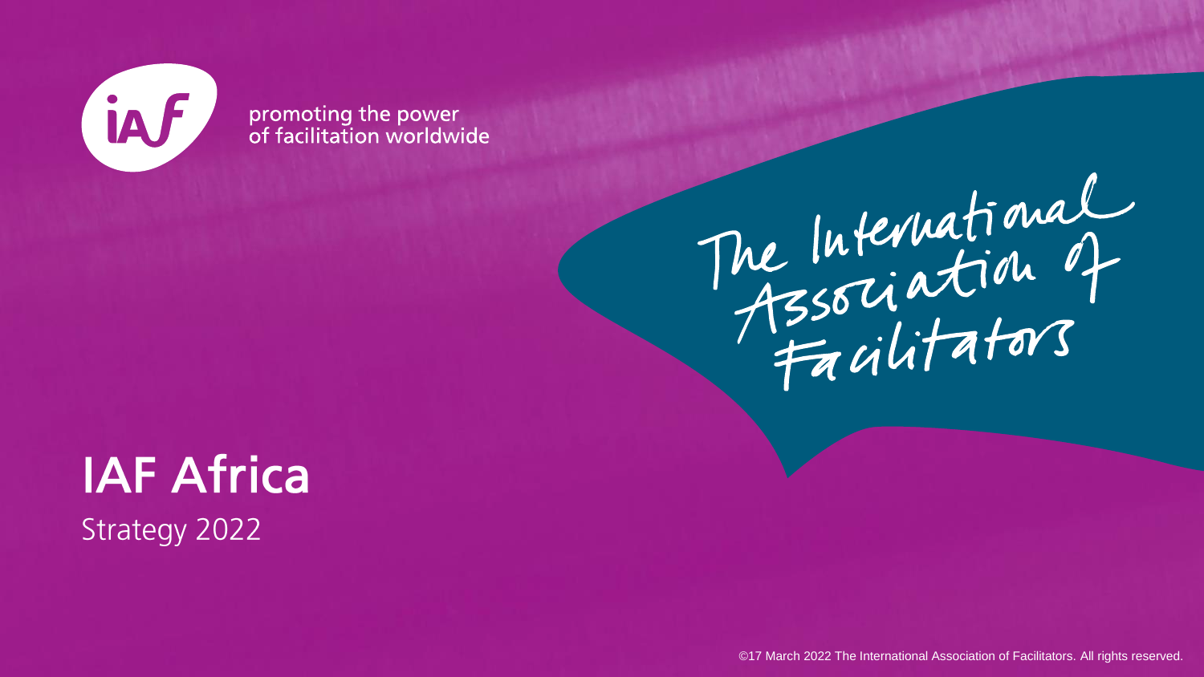promoting the power
of facilitation worldwide

The International Association of Facilitators

# IAF Africa

Strategy 2022

©17 March 2022 The International Association of Facilitators. All rights reserved.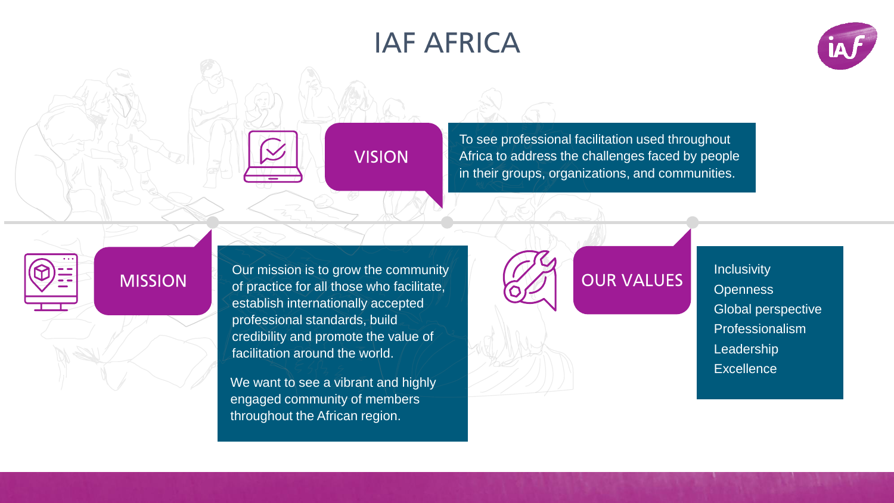# IAF AFRICA

## VISION

To see professional facilitation used throughout Africa to address the challenges faced by people in their groups, organizations, and communities.

## MISSION

Our mission is to grow the community of practice for all those who facilitate, establish internationally accepted professional standards, build credibility and promote the value of facilitation around the world.

We want to see a vibrant and highly engaged community of members throughout the African region.

## OUR VALUES

- Inclusivity
- Openness
- Global perspective
- Professionalism
- Leadership
- Excellence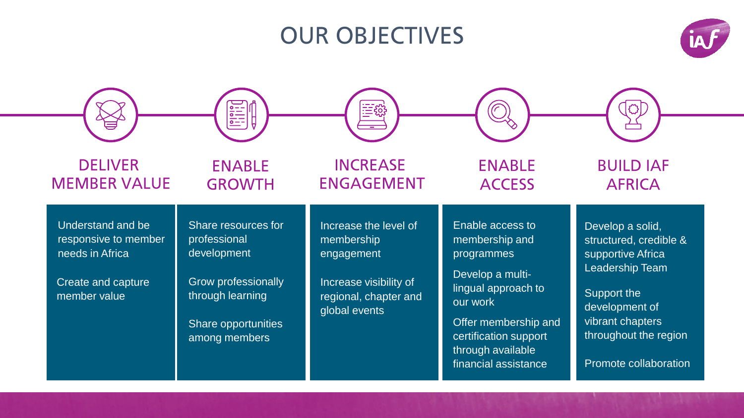# OUR OBJECTIVES

## DELIVER MEMBER VALUE

- Understand and be responsive to member needs in Africa
- Create and capture member value

## ENABLE GROWTH

- Share resources for professional development
- Grow professionally through learning
- Share opportunities among members

## INCREASE ENGAGEMENT

- Increase the level of membership engagement
- Increase visibility of regional, chapter and global events

## ENABLE ACCESS

- Enable access to membership and programmes
- Develop a multi-lingual approach to our work
- Offer membership and certification support through available financial assistance

## BUILD IAF AFRICA

- Develop a solid, structured, credible & supportive Africa Leadership Team
- Support the development of vibrant chapters throughout the region
- Promote collaboration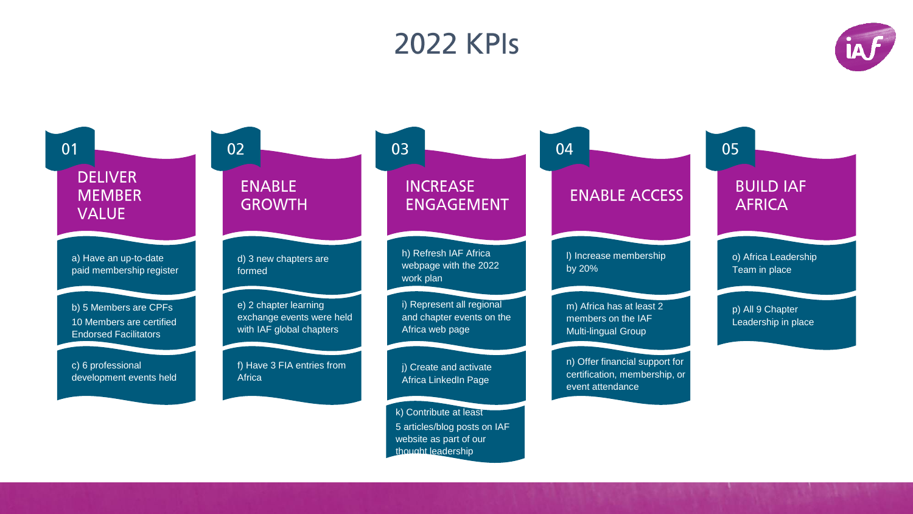# 2022 KPIs

## 01 DELIVER MEMBER VALUE

- a) Have an up-to-date paid membership register
- b) 5 Members are CPFs
  10 Members are certified Endorsed Facilitators
- c) 6 professional development events held

## 02 ENABLE GROWTH

- d) 3 new chapters are formed
- e) 2 chapter learning exchange events were held with IAF global chapters
- f) Have 3 FIA entries from Africa

## 03 INCREASE ENGAGEMENT

- h) Refresh IAF Africa webpage with the 2022 work plan
- i) Represent all regional and chapter events on the Africa web page
- j) Create and activate Africa LinkedIn Page
- k) Contribute at least
  5 articles/blog posts on IAF website as part of our thought leadership

## 04 ENABLE ACCESS

- l) Increase membership by 20%
- m) Africa has at least 2 members on the IAF Multi-lingual Group
- n) Offer financial support for certification, membership, or event attendance

## 05 BUILD IAF AFRICA

- o) Africa Leadership Team in place
- p) All 9 Chapter Leadership in place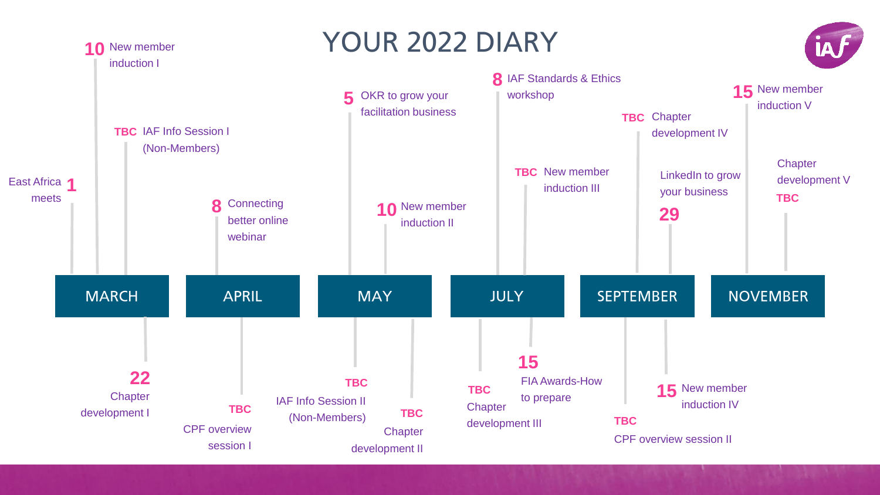# YOUR 2022 DIARY

## MARCH

- **1** East Africa meets
- **10** New member induction I
- **TBC** IAF Info Session I (Non-Members)
- **22** Chapter development I

## APRIL

- **8** Connecting better online webinar
- **TBC** CPF overview session I

## MAY

- **5** OKR to grow your facilitation business
- **10** New member induction II
- **TBC** IAF Info Session II (Non-Members)
- **TBC** Chapter development II

## JULY

- **8** IAF Standards & Ethics workshop
- **TBC** New member induction III
- **TBC** Chapter development III
- **15** FIA Awards-How to prepare

## SEPTEMBER

- **TBC** Chapter development IV
- **29** LinkedIn to grow your business
- **TBC** CPF overview session II
- **15** New member induction IV

## NOVEMBER

- **15** New member induction V
- **TBC** Chapter development V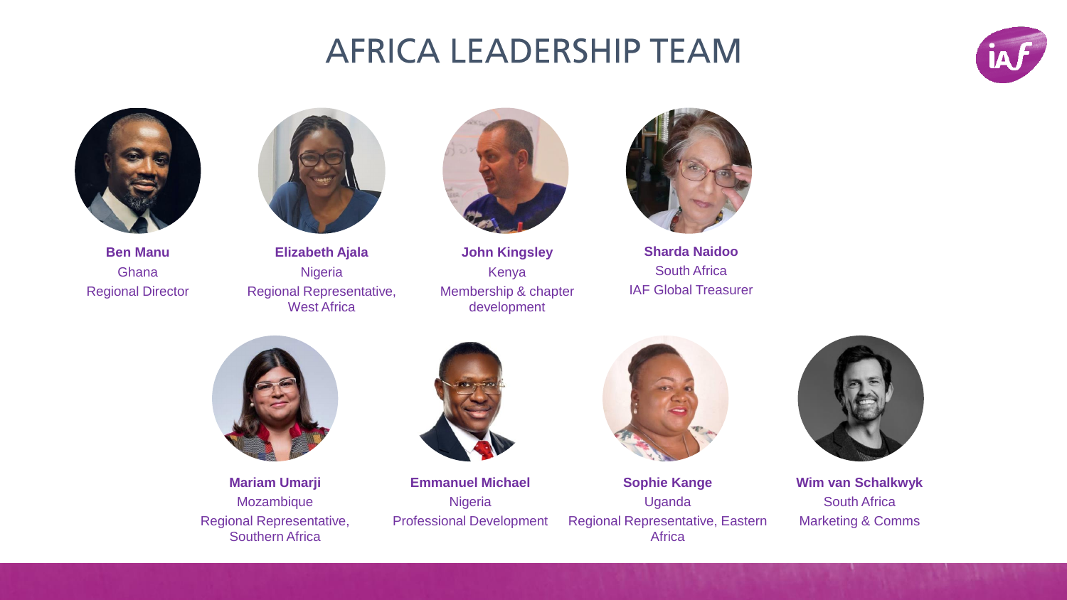# AFRICA LEADERSHIP TEAM

**Ben Manu**
Ghana
Regional Director

**Elizabeth Ajala**
Nigeria
Regional Representative, West Africa

**John Kingsley**
Kenya
Membership & chapter development

**Sharda Naidoo**
South Africa
IAF Global Treasurer

**Mariam Umarji**
Mozambique
Regional Representative, Southern Africa

**Emmanuel Michael**
Nigeria
Professional Development

**Sophie Kange**
Uganda
Regional Representative, Eastern Africa

**Wim van Schalkwyk**
South Africa
Marketing & Comms